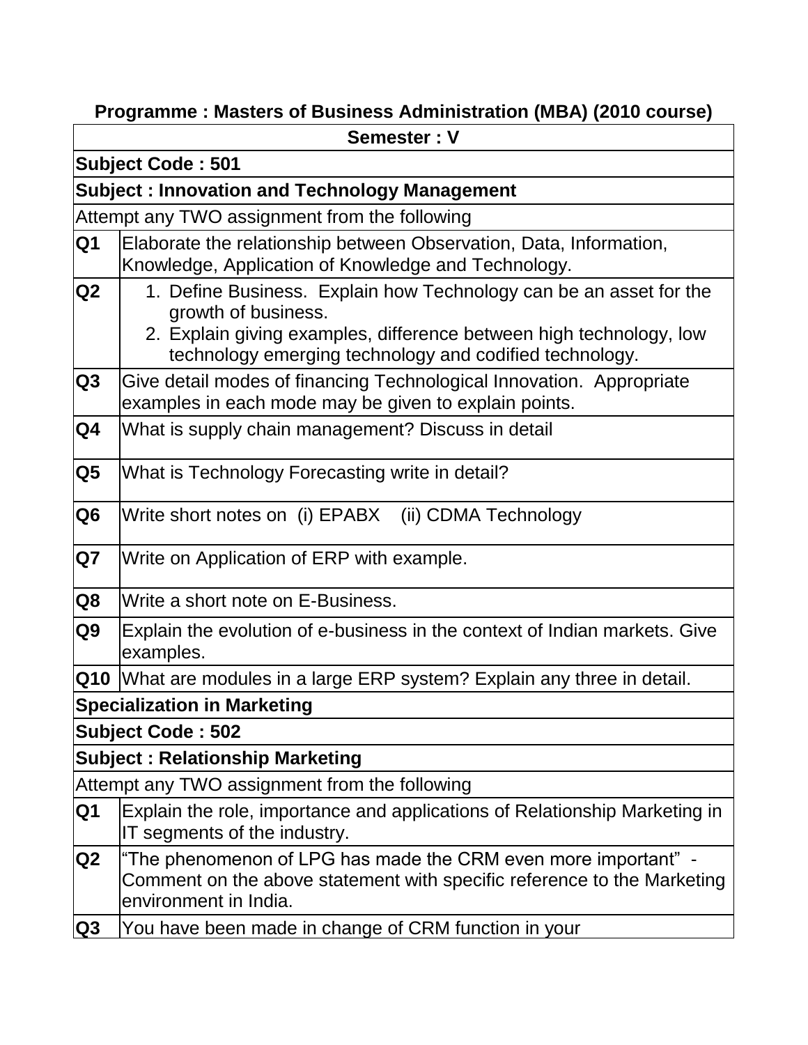**Programme : Masters of Business Administration (MBA) (2010 course)**

| **Semester : V** | |
|---|---|
| **Subject Code : 501** | |
| **Subject : Innovation and Technology Management** | |
| Attempt any TWO assignment from the following | |
| **Q1** | Elaborate the relationship between Observation, Data, Information, Knowledge, Application of Knowledge and Technology. |
| **Q2** | 1. Define Business. Explain how Technology can be an asset for the growth of business.<br>2. Explain giving examples, difference between high technology, low technology emerging technology and codified technology. |
| **Q3** | Give detail modes of financing Technological Innovation. Appropriate examples in each mode may be given to explain points. |
| **Q4** | What is supply chain management? Discuss in detail |
| **Q5** | What is Technology Forecasting write in detail? |
| **Q6** | Write short notes on (i) EPABX (ii) CDMA Technology |
| **Q7** | Write on Application of ERP with example. |
| **Q8** | Write a short note on E-Business. |
| **Q9** | Explain the evolution of e-business in the context of Indian markets. Give examples. |
| **Q10** | What are modules in a large ERP system? Explain any three in detail. |
| **Specialization in Marketing** | |
| **Subject Code : 502** | |
| **Subject : Relationship Marketing** | |
| Attempt any TWO assignment from the following | |
| **Q1** | Explain the role, importance and applications of Relationship Marketing in IT segments of the industry. |
| **Q2** | "The phenomenon of LPG has made the CRM even more important" - Comment on the above statement with specific reference to the Marketing environment in India. |
| **Q3** | You have been made in change of CRM function in your |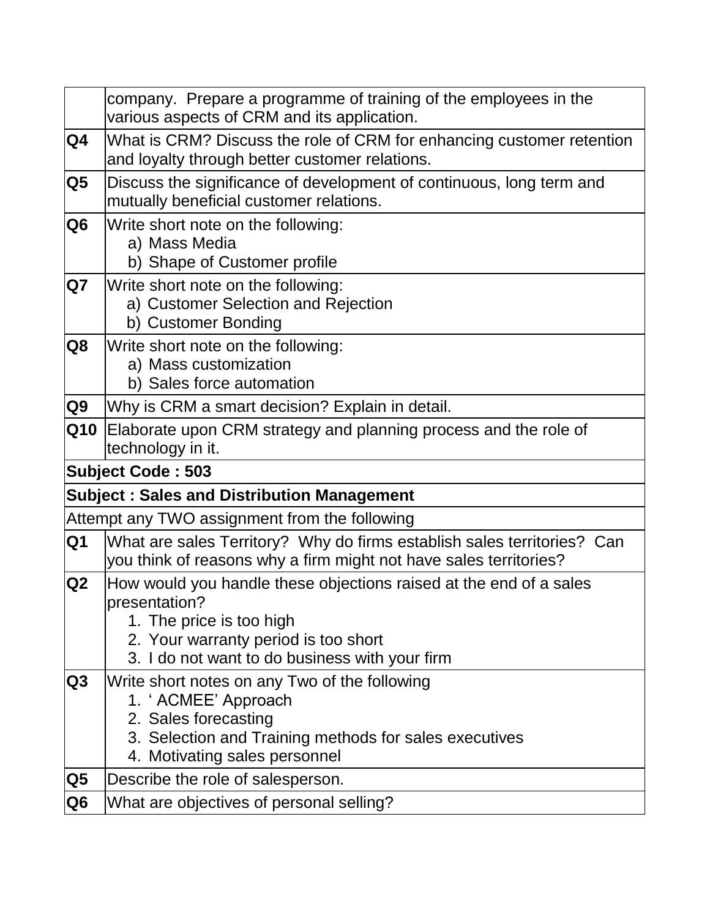| | |
|---|---|
| | company. Prepare a programme of training of the employees in the various aspects of CRM and its application. |
| **Q4** | What is CRM? Discuss the role of CRM for enhancing customer retention and loyalty through better customer relations. |
| **Q5** | Discuss the significance of development of continuous, long term and mutually beneficial customer relations. |
| **Q6** | Write short note on the following:<br>a) Mass Media<br>b) Shape of Customer profile |
| **Q7** | Write short note on the following:<br>a) Customer Selection and Rejection<br>b) Customer Bonding |
| **Q8** | Write short note on the following:<br>a) Mass customization<br>b) Sales force automation |
| **Q9** | Why is CRM a smart decision? Explain in detail. |
| **Q10** | Elaborate upon CRM strategy and planning process and the role of technology in it. |
| **Subject Code : 503** | |
| **Subject : Sales and Distribution Management** | |
| Attempt any TWO assignment from the following | |
| **Q1** | What are sales Territory? Why do firms establish sales territories? Can you think of reasons why a firm might not have sales territories? |
| **Q2** | How would you handle these objections raised at the end of a sales presentation?<br>1. The price is too high<br>2. Your warranty period is too short<br>3. I do not want to do business with your firm |
| **Q3** | Write short notes on any Two of the following<br>1. ' ACMEE' Approach<br>2. Sales forecasting<br>3. Selection and Training methods for sales executives<br>4. Motivating sales personnel |
| **Q5** | Describe the role of salesperson. |
| **Q6** | What are objectives of personal selling? |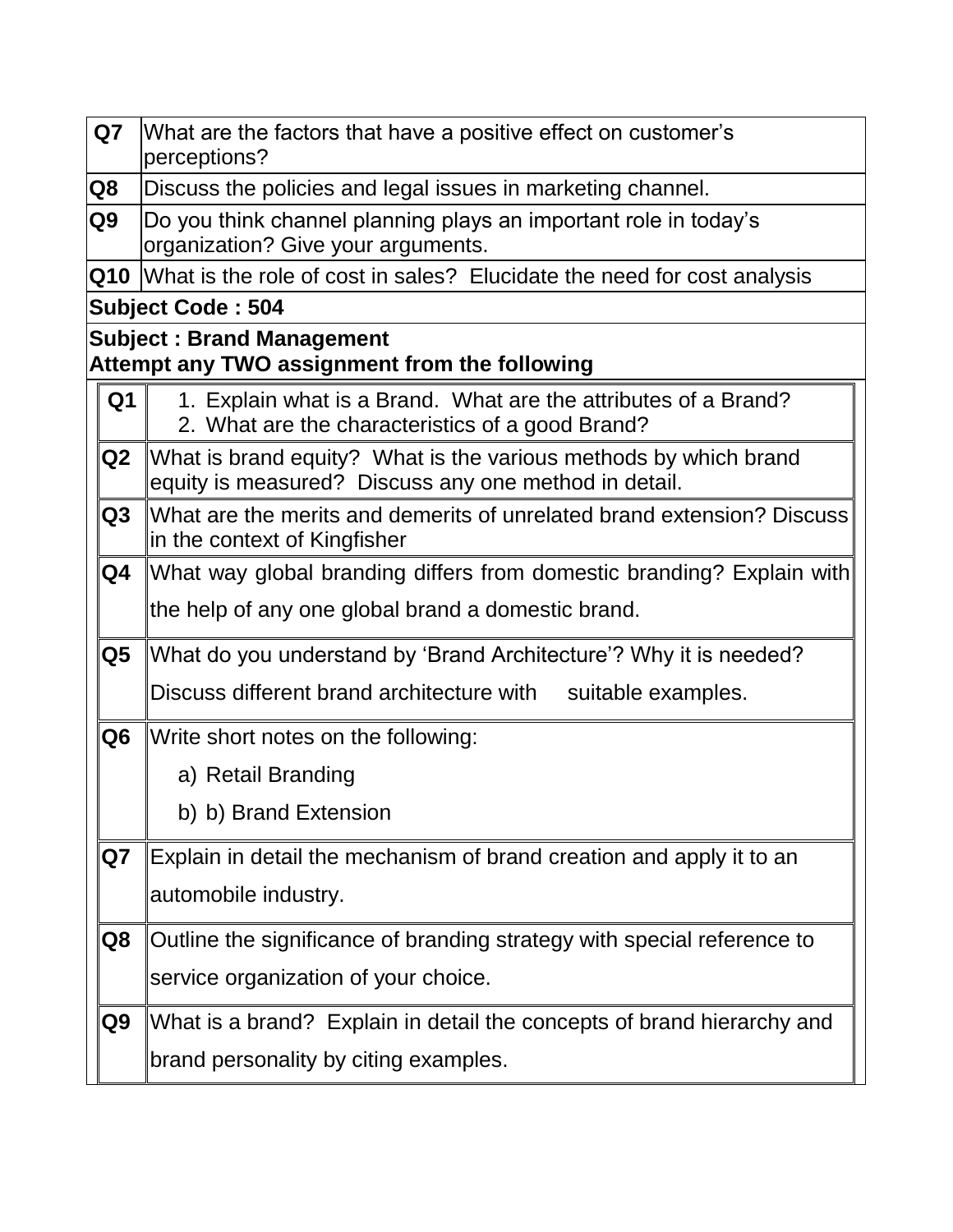| | |
|---|---|
| **Q7** | What are the factors that have a positive effect on customer's perceptions? |
| **Q8** | Discuss the policies and legal issues in marketing channel. |
| **Q9** | Do you think channel planning plays an important role in today's organization? Give your arguments. |
| **Q10** | What is the role of cost in sales? Elucidate the need for cost analysis |

**Subject Code : 504**

**Subject : Brand Management**
**Attempt any TWO assignment from the following**

| | |
|---|---|
| **Q1** | 1. Explain what is a Brand. What are the attributes of a Brand? 2. What are the characteristics of a good Brand? |
| **Q2** | What is brand equity? What is the various methods by which brand equity is measured? Discuss any one method in detail. |
| **Q3** | What are the merits and demerits of unrelated brand extension? Discuss in the context of Kingfisher |
| **Q4** | What way global branding differs from domestic branding? Explain with the help of any one global brand a domestic brand. |
| **Q5** | What do you understand by 'Brand Architecture'? Why it is needed? Discuss different brand architecture with suitable examples. |
| **Q6** | Write short notes on the following: a) Retail Branding b) b) Brand Extension |
| **Q7** | Explain in detail the mechanism of brand creation and apply it to an automobile industry. |
| **Q8** | Outline the significance of branding strategy with special reference to service organization of your choice. |
| **Q9** | What is a brand? Explain in detail the concepts of brand hierarchy and brand personality by citing examples. |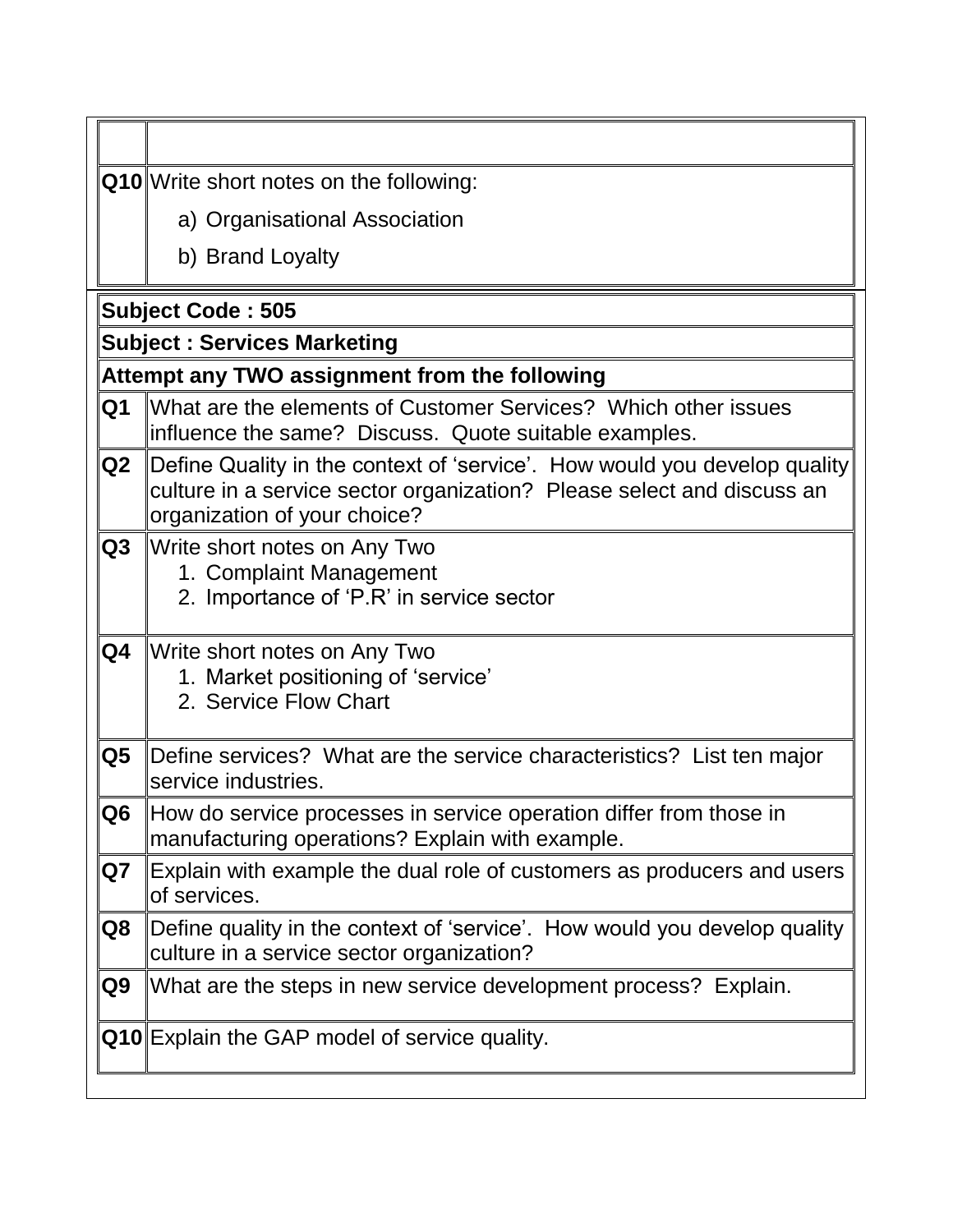| | |
|---|---|
| **Q10** | Write short notes on the following:<br>a) Organisational Association<br>b) Brand Loyalty |

| | |
|---|---|
| **Subject Code : 505** | |
| **Subject : Services Marketing** | |
| **Attempt any TWO assignment from the following** | |
| **Q1** | What are the elements of Customer Services? Which other issues influence the same? Discuss. Quote suitable examples. |
| **Q2** | Define Quality in the context of 'service'. How would you develop quality culture in a service sector organization? Please select and discuss an organization of your choice? |
| **Q3** | Write short notes on Any Two<br>1. Complaint Management<br>2. Importance of 'P.R' in service sector |
| **Q4** | Write short notes on Any Two<br>1. Market positioning of 'service'<br>2. Service Flow Chart |
| **Q5** | Define services? What are the service characteristics? List ten major service industries. |
| **Q6** | How do service processes in service operation differ from those in manufacturing operations? Explain with example. |
| **Q7** | Explain with example the dual role of customers as producers and users of services. |
| **Q8** | Define quality in the context of 'service'. How would you develop quality culture in a service sector organization? |
| **Q9** | What are the steps in new service development process? Explain. |
| **Q10** | Explain the GAP model of service quality. |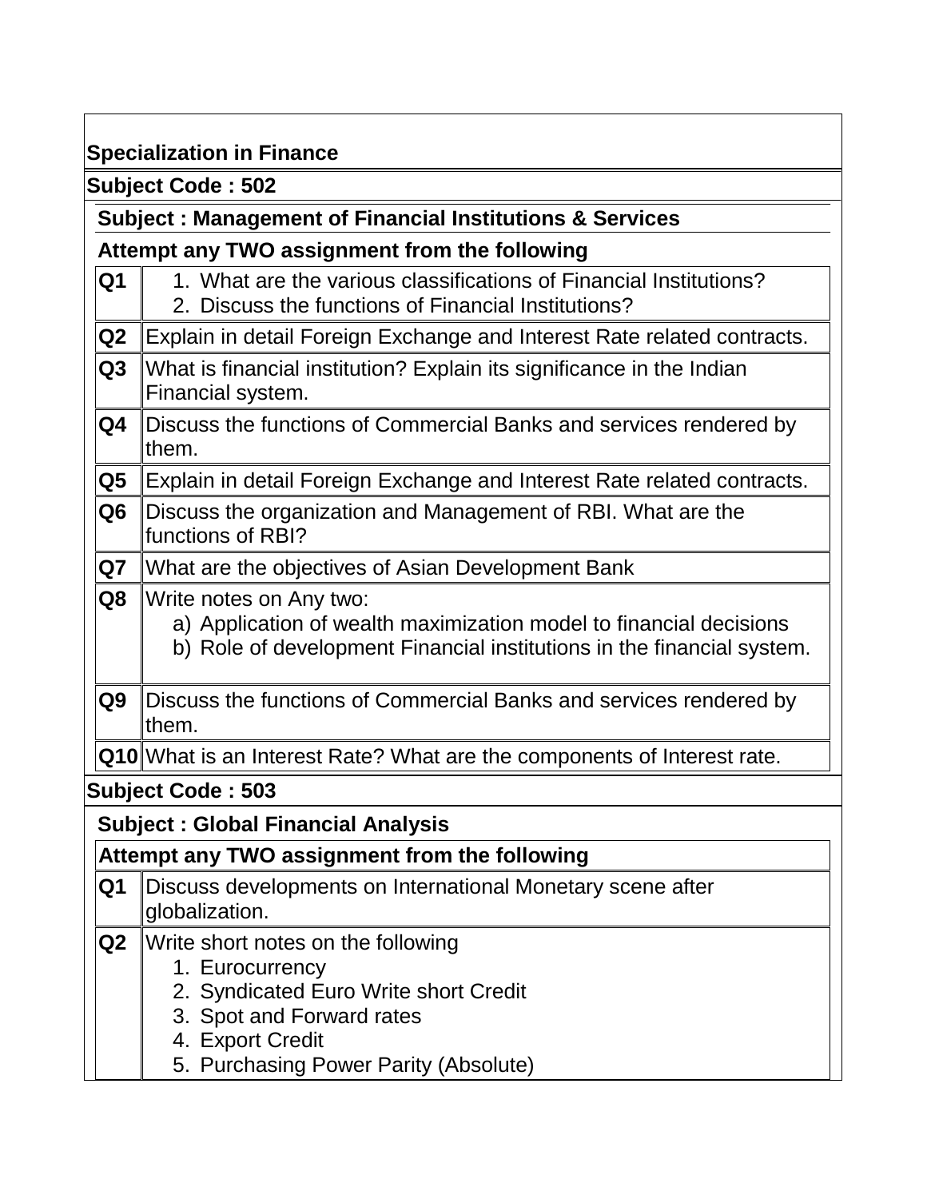**Specialization in Finance**

**Subject Code : 502**

**Subject : Management of Financial Institutions & Services**

**Attempt any TWO assignment from the following**

| | |
|---|---|
| **Q1** | 1. What are the various classifications of Financial Institutions?<br>2. Discuss the functions of Financial Institutions? |
| **Q2** | Explain in detail Foreign Exchange and Interest Rate related contracts. |
| **Q3** | What is financial institution? Explain its significance in the Indian Financial system. |
| **Q4** | Discuss the functions of Commercial Banks and services rendered by them. |
| **Q5** | Explain in detail Foreign Exchange and Interest Rate related contracts. |
| **Q6** | Discuss the organization and Management of RBI. What are the functions of RBI? |
| **Q7** | What are the objectives of Asian Development Bank |
| **Q8** | Write notes on Any two:<br>a) Application of wealth maximization model to financial decisions<br>b) Role of development Financial institutions in the financial system. |
| **Q9** | Discuss the functions of Commercial Banks and services rendered by them. |
| **Q10** | What is an Interest Rate? What are the components of Interest rate. |

**Subject Code : 503**

**Subject : Global Financial Analysis**

**Attempt any TWO assignment from the following**

| | |
|---|---|
| **Q1** | Discuss developments on International Monetary scene after globalization. |
| **Q2** | Write short notes on the following<br>1. Eurocurrency<br>2. Syndicated Euro Write short Credit<br>3. Spot and Forward rates<br>4. Export Credit<br>5. Purchasing Power Parity (Absolute) |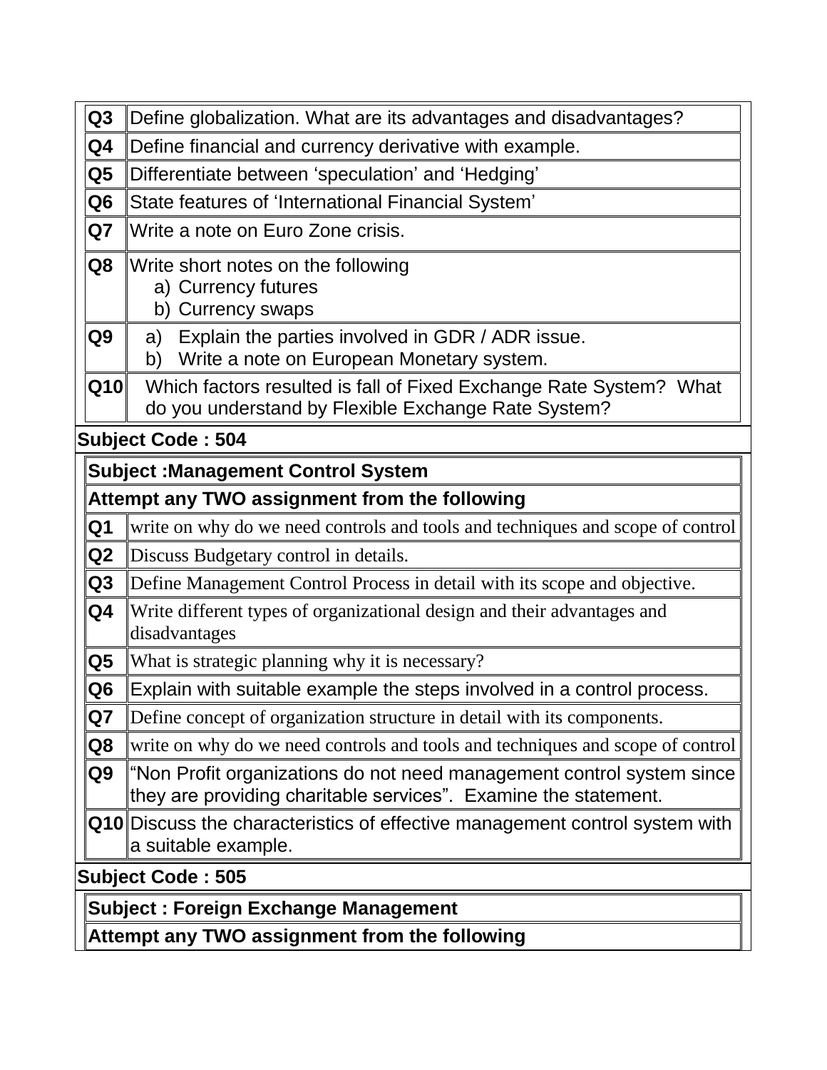| | |
|---|---|
| **Q3** | Define globalization. What are its advantages and disadvantages? |
| **Q4** | Define financial and currency derivative with example. |
| **Q5** | Differentiate between 'speculation' and 'Hedging' |
| **Q6** | State features of 'International Financial System' |
| **Q7** | Write a note on Euro Zone crisis. |
| **Q8** | Write short notes on the following<br>a) Currency futures<br>b) Currency swaps |
| **Q9** | a) Explain the parties involved in GDR / ADR issue.<br>b) Write a note on European Monetary system. |
| **Q10** | Which factors resulted is fall of Fixed Exchange Rate System? What do you understand by Flexible Exchange Rate System? |

**Subject Code : 504**

| **Subject :Management Control System** | |
|---|---|
| **Attempt any TWO assignment from the following** | |
| **Q1** | write on why do we need controls and tools and techniques and scope of control |
| **Q2** | Discuss Budgetary control in details. |
| **Q3** | Define Management Control Process in detail with its scope and objective. |
| **Q4** | Write different types of organizational design and their advantages and disadvantages |
| **Q5** | What is strategic planning why it is necessary? |
| **Q6** | Explain with suitable example the steps involved in a control process. |
| **Q7** | Define concept of organization structure in detail with its components. |
| **Q8** | write on why do we need controls and tools and techniques and scope of control |
| **Q9** | "Non Profit organizations do not need management control system since they are providing charitable services". Examine the statement. |
| **Q10** | Discuss the characteristics of effective management control system with a suitable example. |

**Subject Code : 505**

| **Subject : Foreign Exchange Management** |
|---|
| **Attempt any TWO assignment from the following** |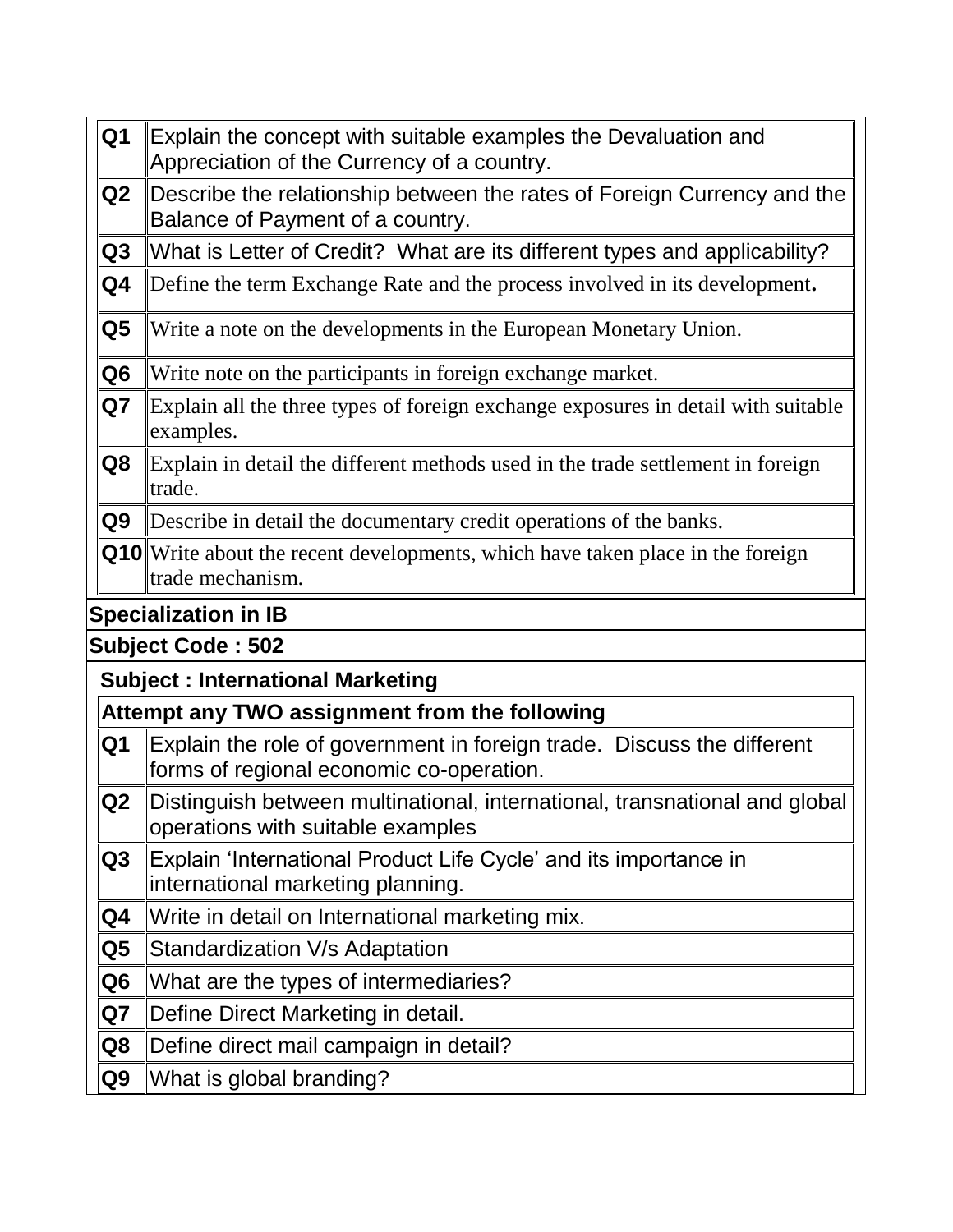| | |
|---|---|
| **Q1** | Explain the concept with suitable examples the Devaluation and Appreciation of the Currency of a country. |
| **Q2** | Describe the relationship between the rates of Foreign Currency and the Balance of Payment of a country. |
| **Q3** | What is Letter of Credit?  What are its different types and applicability? |
| **Q4** | Define the term Exchange Rate and the process involved in its development**.** |
| **Q5** | Write a note on the developments in the European Monetary Union. |
| **Q6** | Write note on the participants in foreign exchange market. |
| **Q7** | Explain all the three types of foreign exchange exposures in detail with suitable examples. |
| **Q8** | Explain in detail the different methods used in the trade settlement in foreign trade. |
| **Q9** | Describe in detail the documentary credit operations of the banks. |
| **Q10** | Write about the recent developments, which have taken place in the foreign trade mechanism. |

**Specialization in IB**

**Subject Code : 502**

**Subject : International Marketing**

**Attempt any TWO assignment from the following**

| | |
|---|---|
| **Q1** | Explain the role of government in foreign trade.  Discuss the different forms of regional economic co-operation. |
| **Q2** | Distinguish between multinational, international, transnational and global operations with suitable examples |
| **Q3** | Explain 'International Product Life Cycle' and its importance in international marketing planning. |
| **Q4** | Write in detail on International marketing mix. |
| **Q5** | Standardization V/s Adaptation |
| **Q6** | What are the types of intermediaries? |
| **Q7** | Define Direct Marketing in detail. |
| **Q8** | Define direct mail campaign in detail? |
| **Q9** | What is global branding? |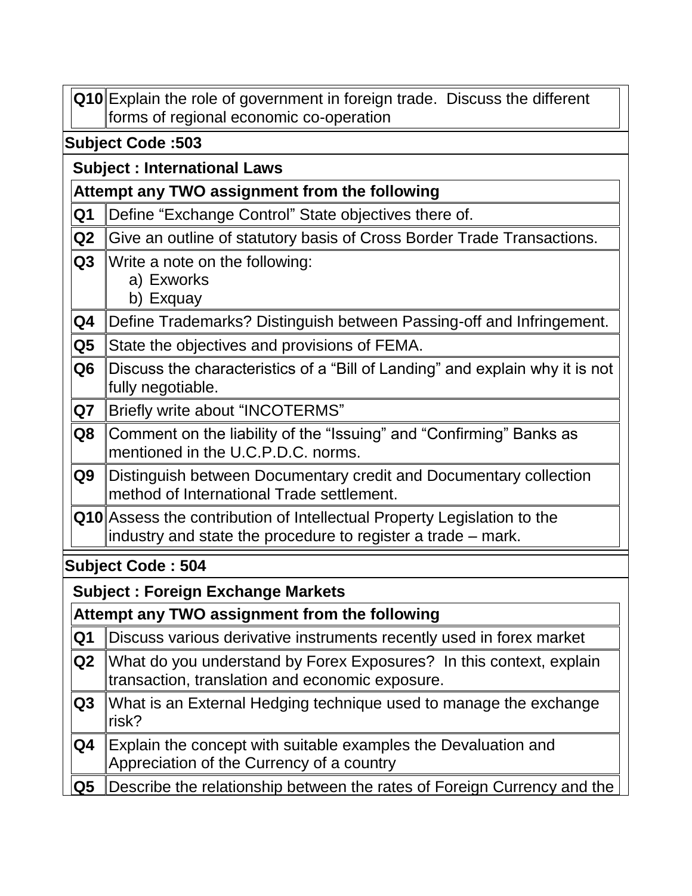| | |
|---|---|
| **Q10** | Explain the role of government in foreign trade. Discuss the different forms of regional economic co-operation |

**Subject Code :503**

**Subject : International Laws**

**Attempt any TWO assignment from the following**

| | |
|---|---|
| **Q1** | Define "Exchange Control" State objectives there of. |
| **Q2** | Give an outline of statutory basis of Cross Border Trade Transactions. |
| **Q3** | Write a note on the following: <br> a) Exworks <br> b) Exquay |
| **Q4** | Define Trademarks? Distinguish between Passing-off and Infringement. |
| **Q5** | State the objectives and provisions of FEMA. |
| **Q6** | Discuss the characteristics of a "Bill of Landing" and explain why it is not fully negotiable. |
| **Q7** | Briefly write about "INCOTERMS" |
| **Q8** | Comment on the liability of the "Issuing" and "Confirming" Banks as mentioned in the U.C.P.D.C. norms. |
| **Q9** | Distinguish between Documentary credit and Documentary collection method of International Trade settlement. |
| **Q10** | Assess the contribution of Intellectual Property Legislation to the industry and state the procedure to register a trade – mark. |

**Subject Code : 504**

**Subject : Foreign Exchange Markets**

**Attempt any TWO assignment from the following**

| | |
|---|---|
| **Q1** | Discuss various derivative instruments recently used in forex market |
| **Q2** | What do you understand by Forex Exposures? In this context, explain transaction, translation and economic exposure. |
| **Q3** | What is an External Hedging technique used to manage the exchange risk? |
| **Q4** | Explain the concept with suitable examples the Devaluation and Appreciation of the Currency of a country |
| **Q5** | Describe the relationship between the rates of Foreign Currency and the |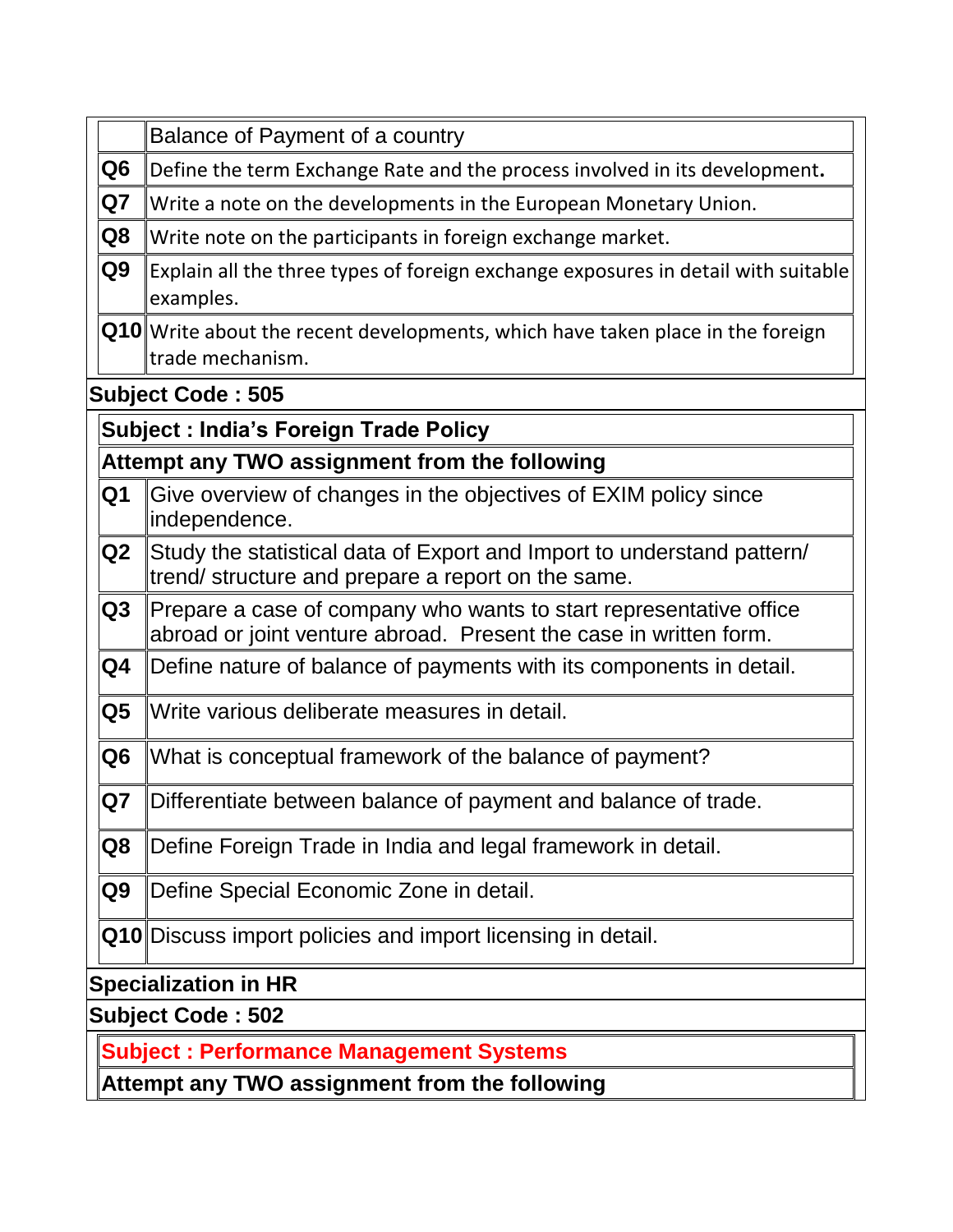| | |
|---|---|
| | Balance of Payment of a country |
| Q6 | Define the term Exchange Rate and the process involved in its development. |
| Q7 | Write a note on the developments in the European Monetary Union. |
| Q8 | Write note on the participants in foreign exchange market. |
| Q9 | Explain all the three types of foreign exchange exposures in detail with suitable examples. |
| Q10 | Write about the recent developments, which have taken place in the foreign trade mechanism. |

**Subject Code : 505**

**Subject : India's Foreign Trade Policy**

**Attempt any TWO assignment from the following**

| | |
|---|---|
| Q1 | Give overview of changes in the objectives of EXIM policy since independence. |
| Q2 | Study the statistical data of Export and Import to understand pattern/ trend/ structure and prepare a report on the same. |
| Q3 | Prepare a case of company who wants to start representative office abroad or joint venture abroad. Present the case in written form. |
| Q4 | Define nature of balance of payments with its components in detail. |
| Q5 | Write various deliberate measures in detail. |
| Q6 | What is conceptual framework of the balance of payment? |
| Q7 | Differentiate between balance of payment and balance of trade. |
| Q8 | Define Foreign Trade in India and legal framework in detail. |
| Q9 | Define Special Economic Zone in detail. |
| Q10 | Discuss import policies and import licensing in detail. |

**Specialization in HR**

**Subject Code : 502**

**Subject : Performance Management Systems**

**Attempt any TWO assignment from the following**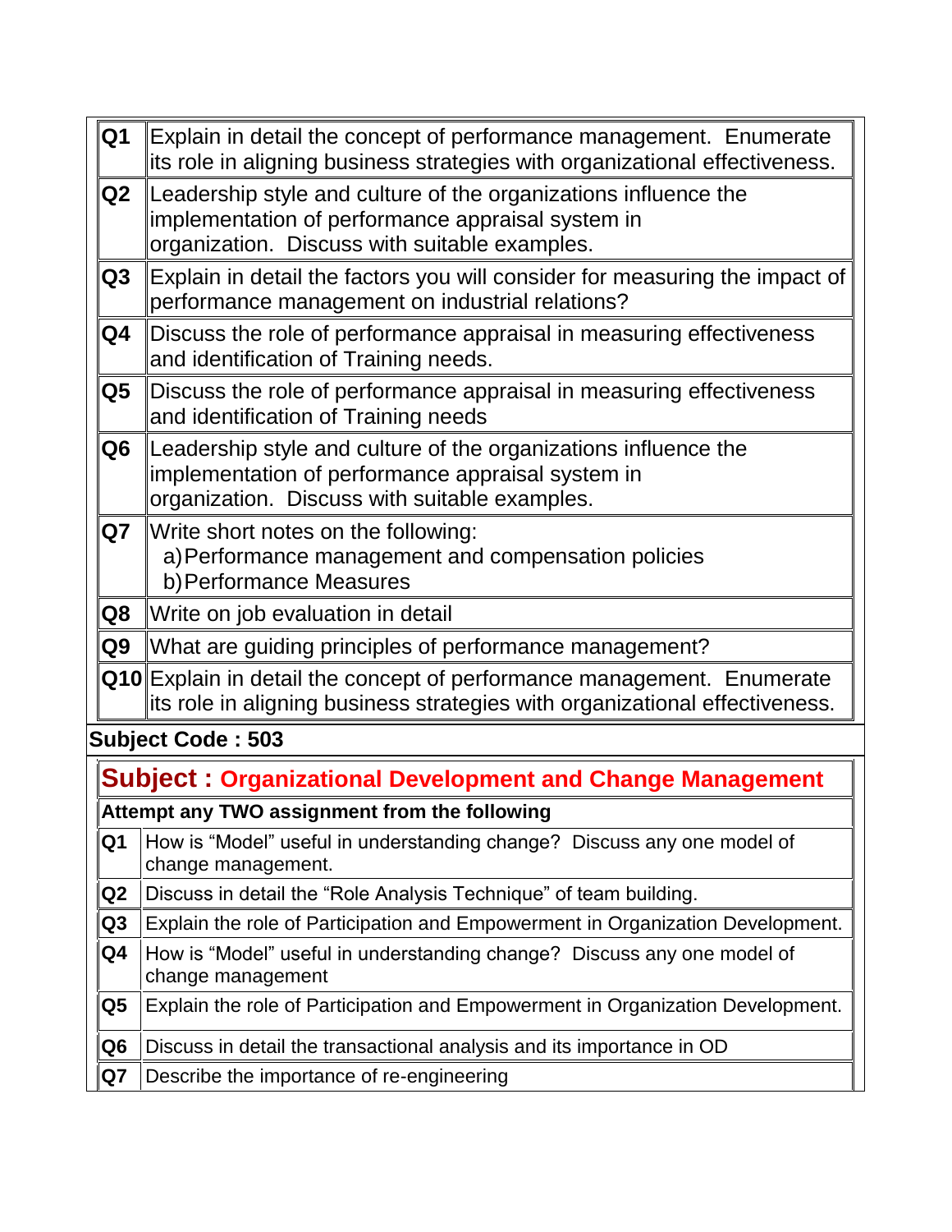| | |
|---|---|
| Q1 | Explain in detail the concept of performance management. Enumerate its role in aligning business strategies with organizational effectiveness. |
| Q2 | Leadership style and culture of the organizations influence the implementation of performance appraisal system in organization. Discuss with suitable examples. |
| Q3 | Explain in detail the factors you will consider for measuring the impact of performance management on industrial relations? |
| Q4 | Discuss the role of performance appraisal in measuring effectiveness and identification of Training needs. |
| Q5 | Discuss the role of performance appraisal in measuring effectiveness and identification of Training needs |
| Q6 | Leadership style and culture of the organizations influence the implementation of performance appraisal system in organization. Discuss with suitable examples. |
| Q7 | Write short notes on the following:<br>a) Performance management and compensation policies<br>b) Performance Measures |
| Q8 | Write on job evaluation in detail |
| Q9 | What are guiding principles of performance management? |
| Q10 | Explain in detail the concept of performance management. Enumerate its role in aligning business strategies with organizational effectiveness. |

**Subject Code : 503**

## Subject : Organizational Development and Change Management

**Attempt any TWO assignment from the following**

| | |
|---|---|
| Q1 | How is "Model" useful in understanding change? Discuss any one model of change management. |
| Q2 | Discuss in detail the "Role Analysis Technique" of team building. |
| Q3 | Explain the role of Participation and Empowerment in Organization Development. |
| Q4 | How is "Model" useful in understanding change? Discuss any one model of change management |
| Q5 | Explain the role of Participation and Empowerment in Organization Development. |
| Q6 | Discuss in detail the transactional analysis and its importance in OD |
| Q7 | Describe the importance of re-engineering |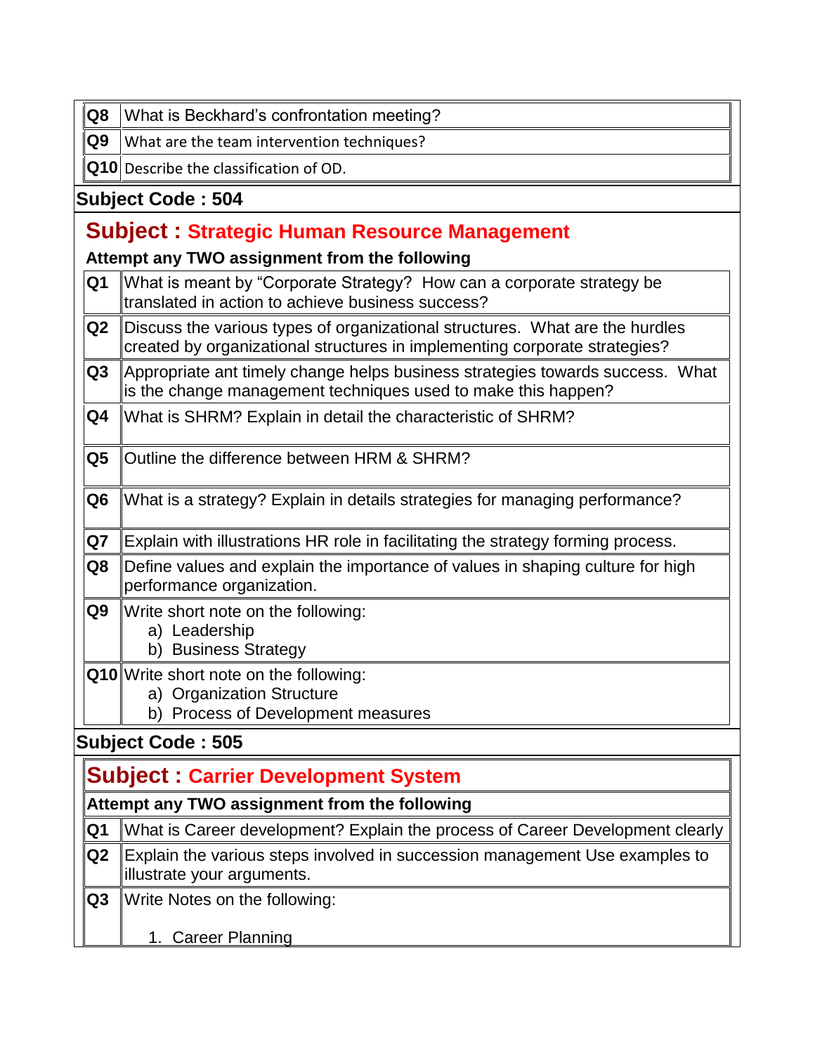| | |
|---|---|
| Q8 | What is Beckhard's confrontation meeting? |
| Q9 | What are the team intervention techniques? |
| Q10 | Describe the classification of OD. |

**Subject Code : 504**

## Subject : Strategic Human Resource Management

**Attempt any TWO assignment from the following**

| | |
|---|---|
| Q1 | What is meant by "Corporate Strategy? How can a corporate strategy be translated in action to achieve business success? |
| Q2 | Discuss the various types of organizational structures. What are the hurdles created by organizational structures in implementing corporate strategies? |
| Q3 | Appropriate ant timely change helps business strategies towards success. What is the change management techniques used to make this happen? |
| Q4 | What is SHRM? Explain in detail the characteristic of SHRM? |
| Q5 | Outline the difference between HRM & SHRM? |
| Q6 | What is a strategy? Explain in details strategies for managing performance? |
| Q7 | Explain with illustrations HR role in facilitating the strategy forming process. |
| Q8 | Define values and explain the importance of values in shaping culture for high performance organization. |
| Q9 | Write short note on the following:<br>a) Leadership<br>b) Business Strategy |
| Q10 | Write short note on the following:<br>a) Organization Structure<br>b) Process of Development measures |

**Subject Code : 505**

## Subject : Carrier Development System

**Attempt any TWO assignment from the following**

| | |
|---|---|
| Q1 | What is Career development? Explain the process of Career Development clearly |
| Q2 | Explain the various steps involved in succession management Use examples to illustrate your arguments. |
| Q3 | Write Notes on the following:<br><br>1. Career Planning |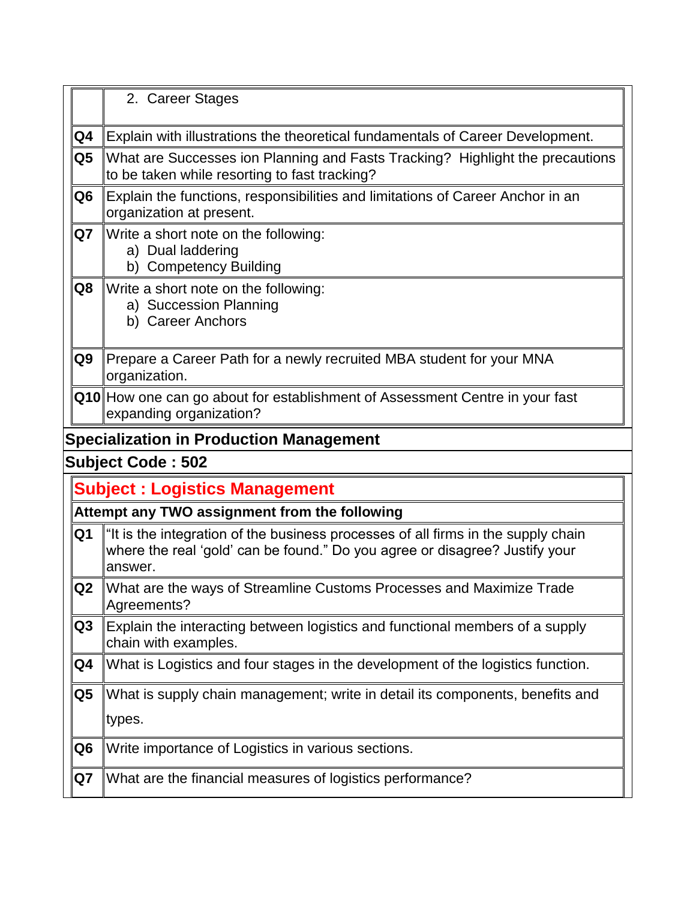| | |
|---|---|
| | 2. Career Stages |
| Q4 | Explain with illustrations the theoretical fundamentals of Career Development. |
| Q5 | What are Successes ion Planning and Fasts Tracking? Highlight the precautions to be taken while resorting to fast tracking? |
| Q6 | Explain the functions, responsibilities and limitations of Career Anchor in an organization at present. |
| Q7 | Write a short note on the following:<br>a) Dual laddering<br>b) Competency Building |
| Q8 | Write a short note on the following:<br>a) Succession Planning<br>b) Career Anchors |
| Q9 | Prepare a Career Path for a newly recruited MBA student for your MNA organization. |
| Q10 | How one can go about for establishment of Assessment Centre in your fast expanding organization? |

**Specialization in Production Management**

**Subject Code : 502**

## Subject : Logistics Management

**Attempt any TWO assignment from the following**

| | |
|---|---|
| Q1 | "It is the integration of the business processes of all firms in the supply chain where the real 'gold' can be found." Do you agree or disagree? Justify your answer. |
| Q2 | What are the ways of Streamline Customs Processes and Maximize Trade Agreements? |
| Q3 | Explain the interacting between logistics and functional members of a supply chain with examples. |
| Q4 | What is Logistics and four stages in the development of the logistics function. |
| Q5 | What is supply chain management; write in detail its components, benefits and types. |
| Q6 | Write importance of Logistics in various sections. |
| Q7 | What are the financial measures of logistics performance? |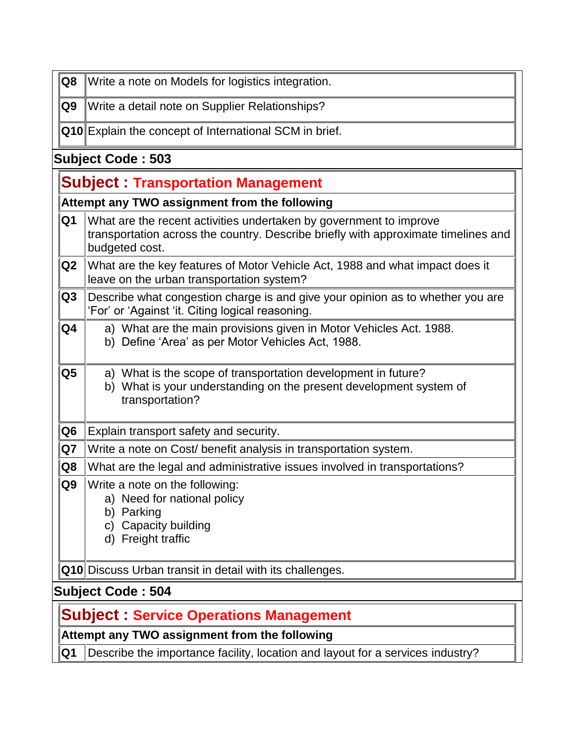| | |
|---|---|
| **Q8** | Write a note on Models for logistics integration. |
| **Q9** | Write a detail note on Supplier Relationships? |
| **Q10** | Explain the concept of International SCM in brief. |

**Subject Code : 503**

## Subject : Transportation Management

**Attempt any TWO assignment from the following**

| | |
|---|---|
| **Q1** | What are the recent activities undertaken by government to improve transportation across the country. Describe briefly with approximate timelines and budgeted cost. |
| **Q2** | What are the key features of Motor Vehicle Act, 1988 and what impact does it leave on the urban transportation system? |
| **Q3** | Describe what congestion charge is and give your opinion as to whether you are 'For' or 'Against 'it. Citing logical reasoning. |
| **Q4** | a) What are the main provisions given in Motor Vehicles Act. 1988.<br>b) Define 'Area' as per Motor Vehicles Act, 1988. |
| **Q5** | a) What is the scope of transportation development in future?<br>b) What is your understanding on the present development system of transportation? |
| **Q6** | Explain transport safety and security. |
| **Q7** | Write a note on Cost/ benefit analysis in transportation system. |
| **Q8** | What are the legal and administrative issues involved in transportations? |
| **Q9** | Write a note on the following:<br>a) Need for national policy<br>b) Parking<br>c) Capacity building<br>d) Freight traffic |
| **Q10** | Discuss Urban transit in detail with its challenges. |

**Subject Code : 504**

## Subject : Service Operations Management

**Attempt any TWO assignment from the following**

| | |
|---|---|
| **Q1** | Describe the importance facility, location and layout for a services industry? |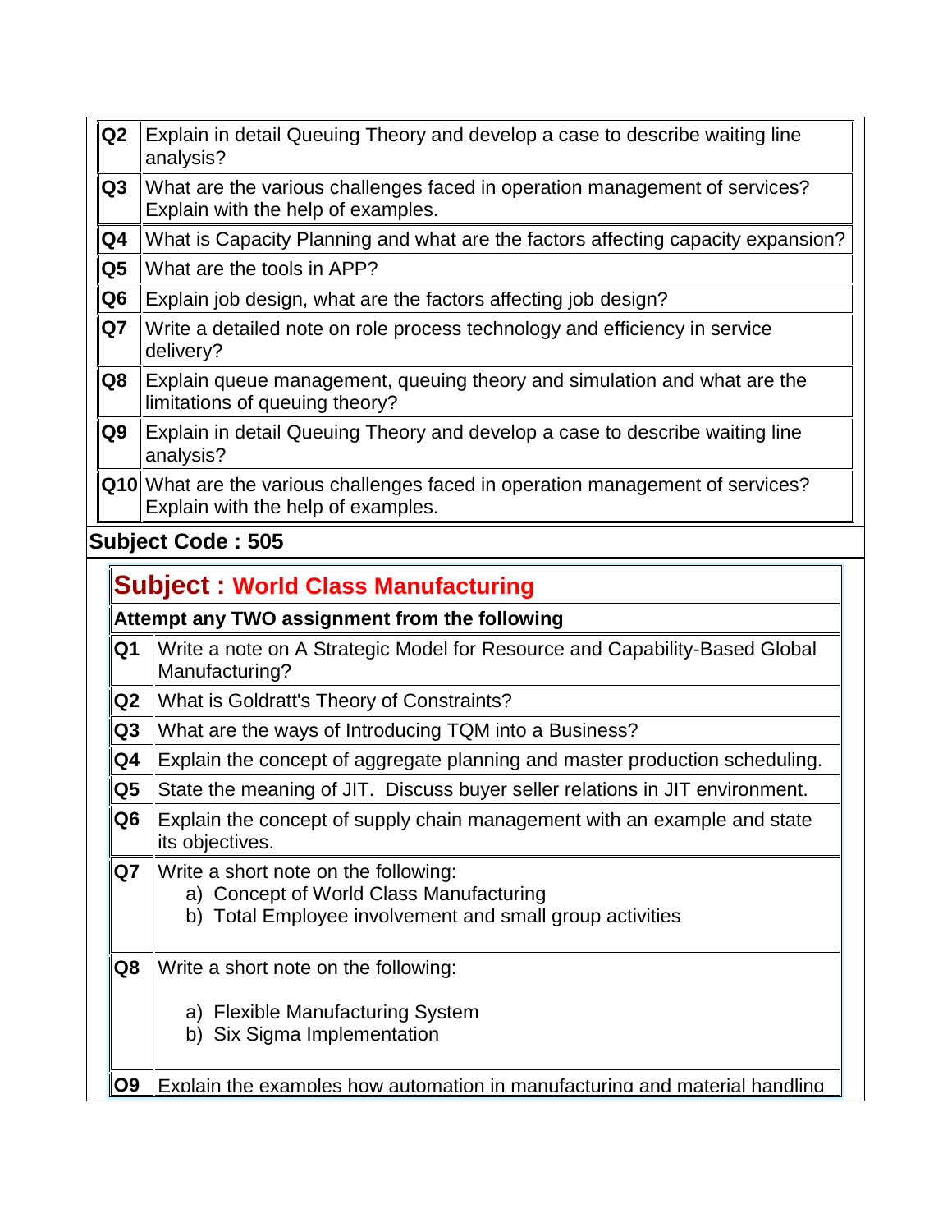| | |
|---|---|
| **Q2** | Explain in detail Queuing Theory and develop a case to describe waiting line analysis? |
| **Q3** | What are the various challenges faced in operation management of services? Explain with the help of examples. |
| **Q4** | What is Capacity Planning and what are the factors affecting capacity expansion? |
| **Q5** | What are the tools in APP? |
| **Q6** | Explain job design, what are the factors affecting job design? |
| **Q7** | Write a detailed note on role process technology and efficiency in service delivery? |
| **Q8** | Explain queue management, queuing theory and simulation and what are the limitations of queuing theory? |
| **Q9** | Explain in detail Queuing Theory and develop a case to describe waiting line analysis? |
| **Q10** | What are the various challenges faced in operation management of services? Explain with the help of examples. |

**Subject Code : 505**

## Subject : World Class Manufacturing

**Attempt any TWO assignment from the following**

| | |
|---|---|
| **Q1** | Write a note on A Strategic Model for Resource and Capability-Based Global Manufacturing? |
| **Q2** | What is Goldratt's Theory of Constraints? |
| **Q3** | What are the ways of Introducing TQM into a Business? |
| **Q4** | Explain the concept of aggregate planning and master production scheduling. |
| **Q5** | State the meaning of JIT. Discuss buyer seller relations in JIT environment. |
| **Q6** | Explain the concept of supply chain management with an example and state its objectives. |
| **Q7** | Write a short note on the following: a) Concept of World Class Manufacturing b) Total Employee involvement and small group activities |
| **Q8** | Write a short note on the following: a) Flexible Manufacturing System b) Six Sigma Implementation |
| **Q9** | Explain the examples how automation in manufacturing and material handling |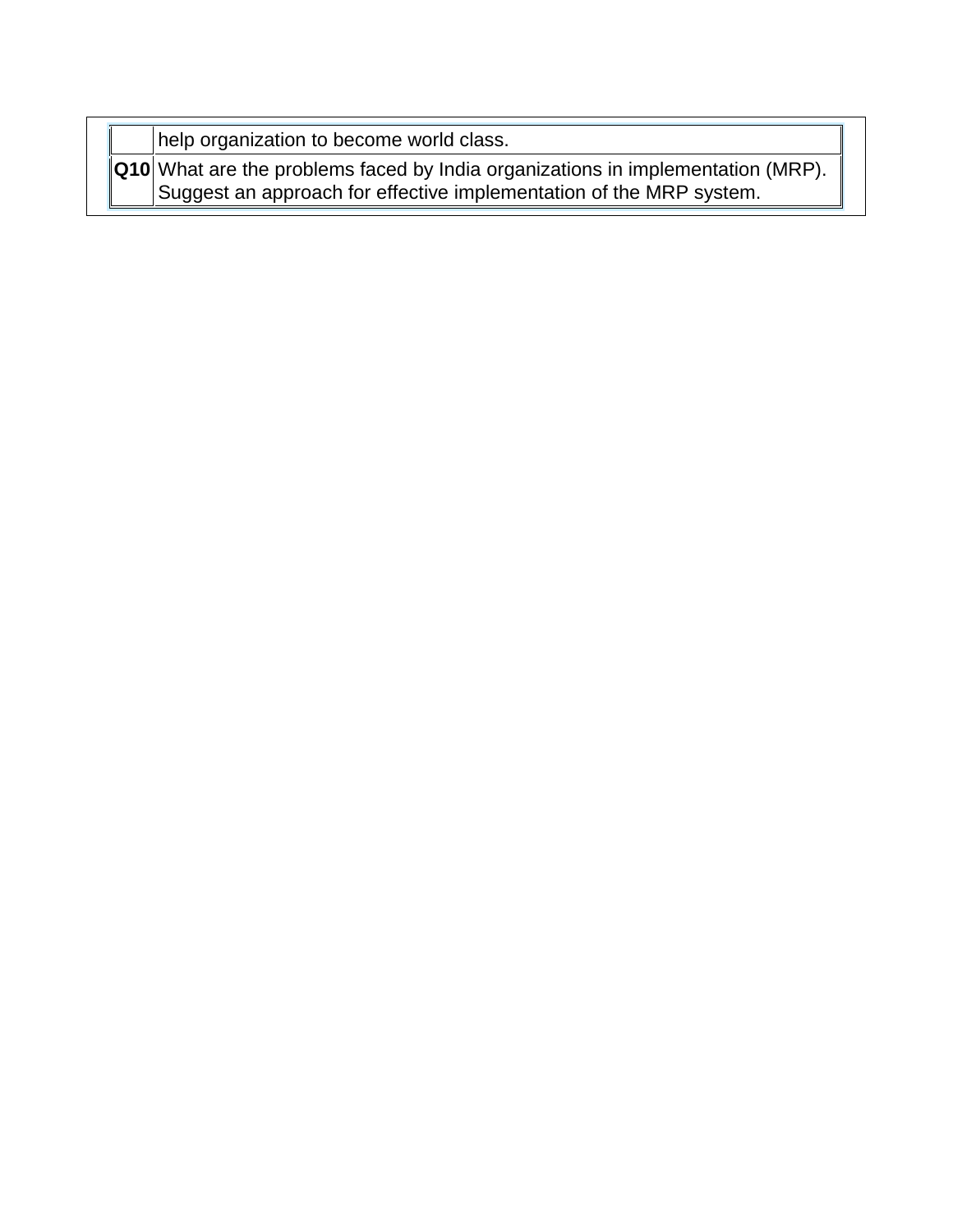| | |
|---|---|
| | help organization to become world class. |
| **Q10** | What are the problems faced by India organizations in implementation (MRP). Suggest an approach for effective implementation of the MRP system. |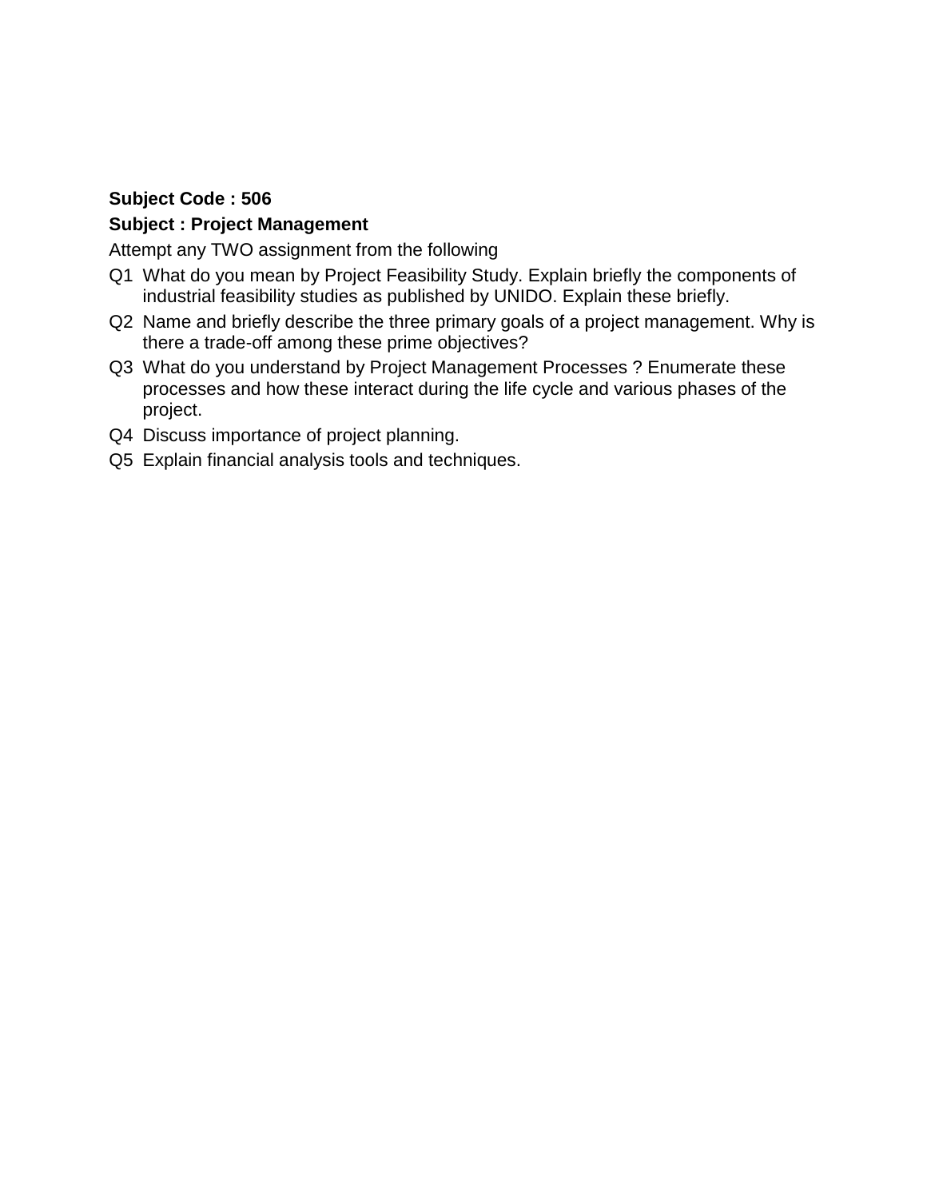**Subject Code : 506**

**Subject : Project Management**

Attempt any TWO assignment from the following

Q1 What do you mean by Project Feasibility Study. Explain briefly the components of industrial feasibility studies as published by UNIDO. Explain these briefly.

Q2 Name and briefly describe the three primary goals of a project management. Why is there a trade-off among these prime objectives?

Q3 What do you understand by Project Management Processes ? Enumerate these processes and how these interact during the life cycle and various phases of the project.

Q4 Discuss importance of project planning.

Q5 Explain financial analysis tools and techniques.